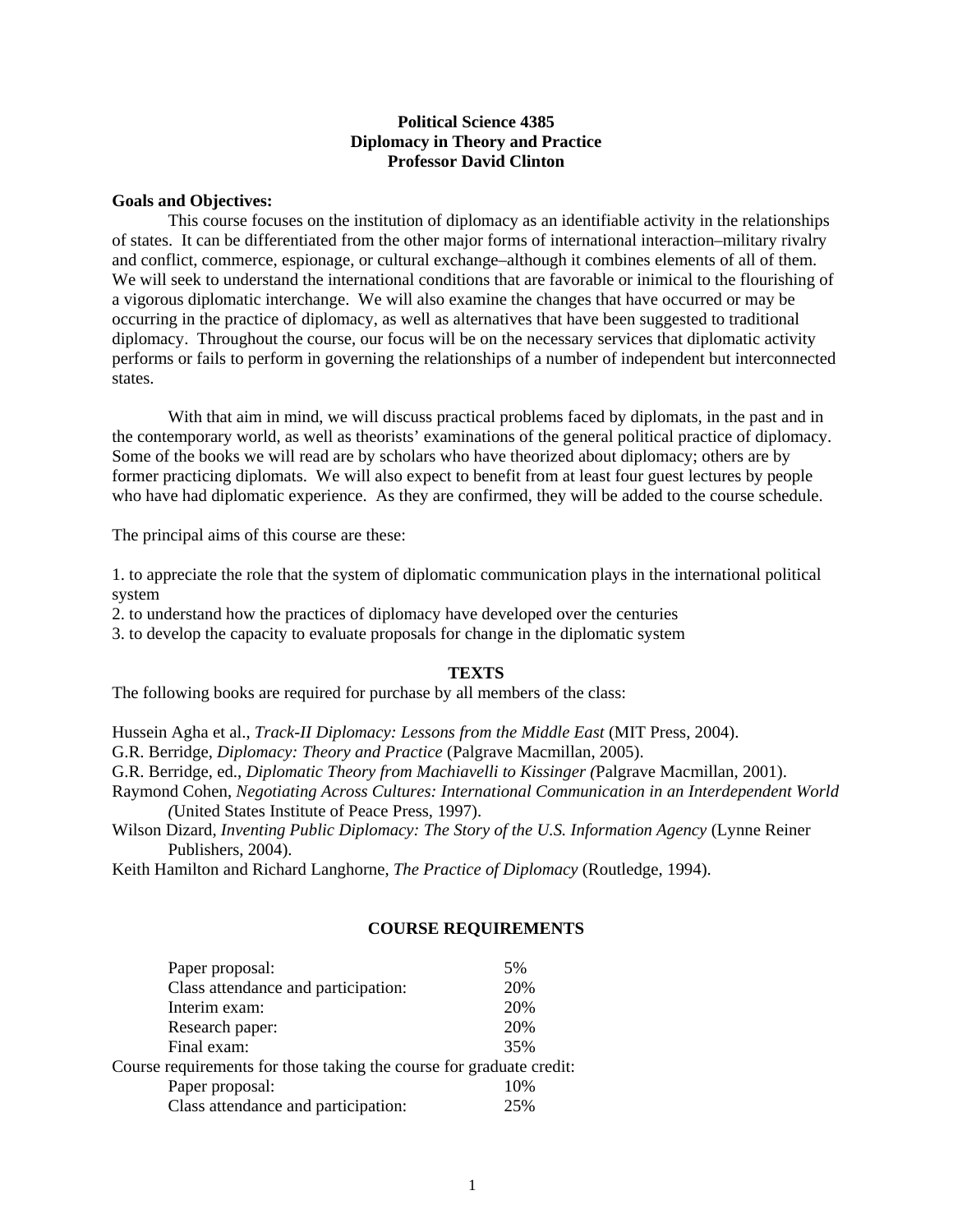**Political Science 4385**
**Diplomacy in Theory and Practice**
**Professor David Clinton**

**Goals and Objectives:**

This course focuses on the institution of diplomacy as an identifiable activity in the relationships of states. It can be differentiated from the other major forms of international interaction–military rivalry and conflict, commerce, espionage, or cultural exchange–although it combines elements of all of them. We will seek to understand the international conditions that are favorable or inimical to the flourishing of a vigorous diplomatic interchange. We will also examine the changes that have occurred or may be occurring in the practice of diplomacy, as well as alternatives that have been suggested to traditional diplomacy. Throughout the course, our focus will be on the necessary services that diplomatic activity performs or fails to perform in governing the relationships of a number of independent but interconnected states.

With that aim in mind, we will discuss practical problems faced by diplomats, in the past and in the contemporary world, as well as theorists' examinations of the general political practice of diplomacy. Some of the books we will read are by scholars who have theorized about diplomacy; others are by former practicing diplomats. We will also expect to benefit from at least four guest lectures by people who have had diplomatic experience. As they are confirmed, they will be added to the course schedule.

The principal aims of this course are these:

1. to appreciate the role that the system of diplomatic communication plays in the international political system
2. to understand how the practices of diplomacy have developed over the centuries
3. to develop the capacity to evaluate proposals for change in the diplomatic system

## TEXTS

The following books are required for purchase by all members of the class:

Hussein Agha et al., *Track-II Diplomacy: Lessons from the Middle East* (MIT Press, 2004).
G.R. Berridge, *Diplomacy: Theory and Practice* (Palgrave Macmillan, 2005).
G.R. Berridge, ed., *Diplomatic Theory from Machiavelli to Kissinger* (Palgrave Macmillan, 2001).
Raymond Cohen, *Negotiating Across Cultures: International Communication in an Interdependent World* (United States Institute of Peace Press, 1997).
Wilson Dizard, *Inventing Public Diplomacy: The Story of the U.S. Information Agency* (Lynne Reiner Publishers, 2004).
Keith Hamilton and Richard Langhorne, *The Practice of Diplomacy* (Routledge, 1994).

## COURSE REQUIREMENTS

| | |
|---|---|
| Paper proposal: | 5% |
| Class attendance and participation: | 20% |
| Interim exam: | 20% |
| Research paper: | 20% |
| Final exam: | 35% |

Course requirements for those taking the course for graduate credit:

| | |
|---|---|
| Paper proposal: | 10% |
| Class attendance and participation: | 25% |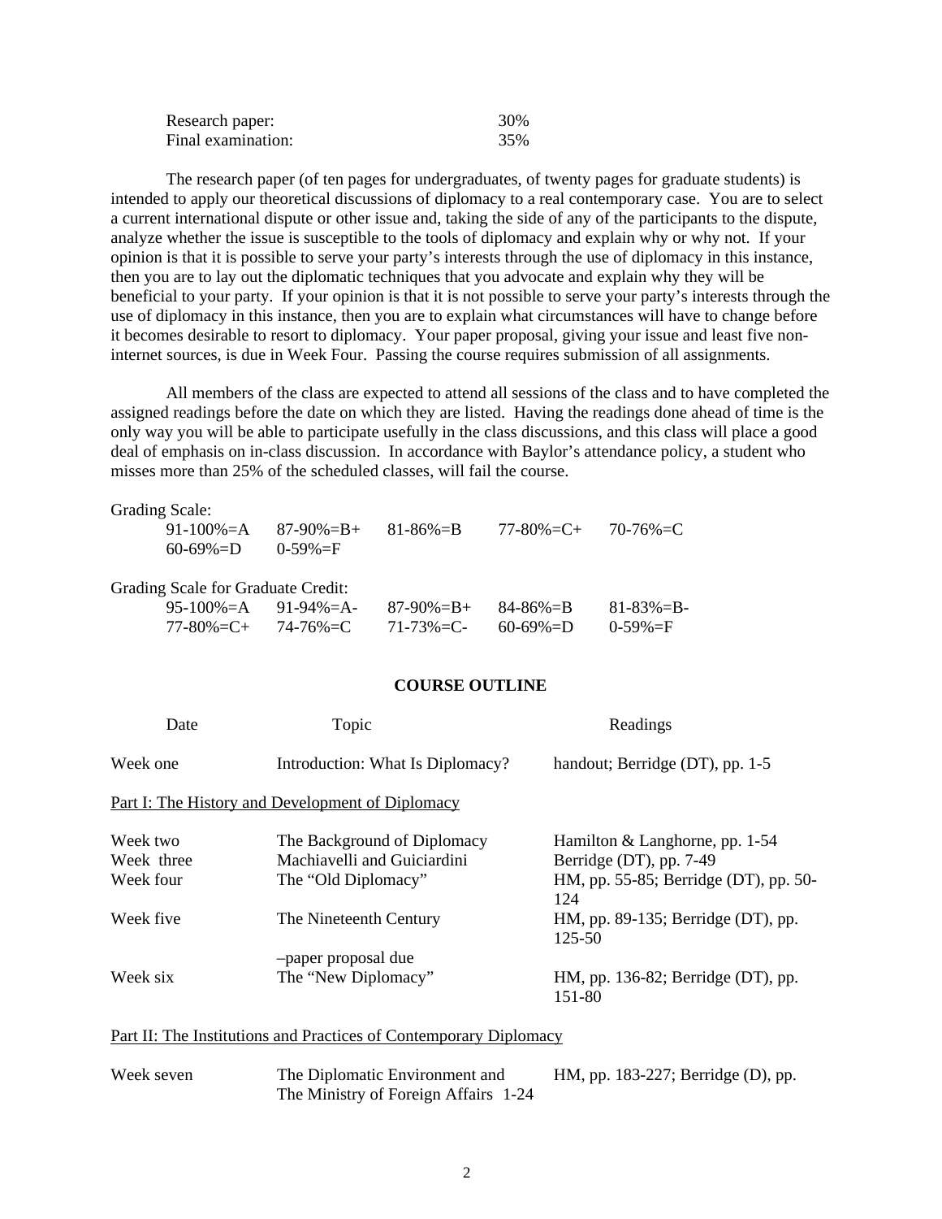| | |
|---|---|
| Research paper: | 30% |
| Final examination: | 35% |

The research paper (of ten pages for undergraduates, of twenty pages for graduate students) is intended to apply our theoretical discussions of diplomacy to a real contemporary case. You are to select a current international dispute or other issue and, taking the side of any of the participants to the dispute, analyze whether the issue is susceptible to the tools of diplomacy and explain why or why not. If your opinion is that it is possible to serve your party's interests through the use of diplomacy in this instance, then you are to lay out the diplomatic techniques that you advocate and explain why they will be beneficial to your party. If your opinion is that it is not possible to serve your party's interests through the use of diplomacy in this instance, then you are to explain what circumstances will have to change before it becomes desirable to resort to diplomacy. Your paper proposal, giving your issue and least five non-internet sources, is due in Week Four. Passing the course requires submission of all assignments.

All members of the class are expected to attend all sessions of the class and to have completed the assigned readings before the date on which they are listed. Having the readings done ahead of time is the only way you will be able to participate usefully in the class discussions, and this class will place a good deal of emphasis on in-class discussion. In accordance with Baylor's attendance policy, a student who misses more than 25% of the scheduled classes, will fail the course.

Grading Scale:

| | | | | |
|---|---|---|---|---|
| 91-100%=A | 87-90%=B+ | 81-86%=B | 77-80%=C+ | 70-76%=C |
| 60-69%=D | 0-59%=F | | | |

Grading Scale for Graduate Credit:

| | | | | |
|---|---|---|---|---|
| 95-100%=A | 91-94%=A- | 87-90%=B+ | 84-86%=B | 81-83%=B- |
| 77-80%=C+ | 74-76%=C | 71-73%=C- | 60-69%=D | 0-59%=F |

**COURSE OUTLINE**

| Date | Topic | Readings |
|---|---|---|
| Week one | Introduction: What Is Diplomacy? | handout; Berridge (DT), pp. 1-5 |
| Part I: The History and Development of Diplomacy | | |
| Week two | The Background of Diplomacy | Hamilton & Langhorne, pp. 1-54 |
| Week three | Machiavelli and Guiciardini | Berridge (DT), pp. 7-49 |
| Week four | The "Old Diplomacy" | HM, pp. 55-85; Berridge (DT), pp. 50-124 |
| Week five | The Nineteenth Century | HM, pp. 89-135; Berridge (DT), pp. 125-50 |
| | –paper proposal due | |
| Week six | The "New Diplomacy" | HM, pp. 136-82; Berridge (DT), pp. 151-80 |
| Part II: The Institutions and Practices of Contemporary Diplomacy | | |
| Week seven | The Diplomatic Environment and The Ministry of Foreign Affairs | HM, pp. 183-227; Berridge (D), pp. 1-24 |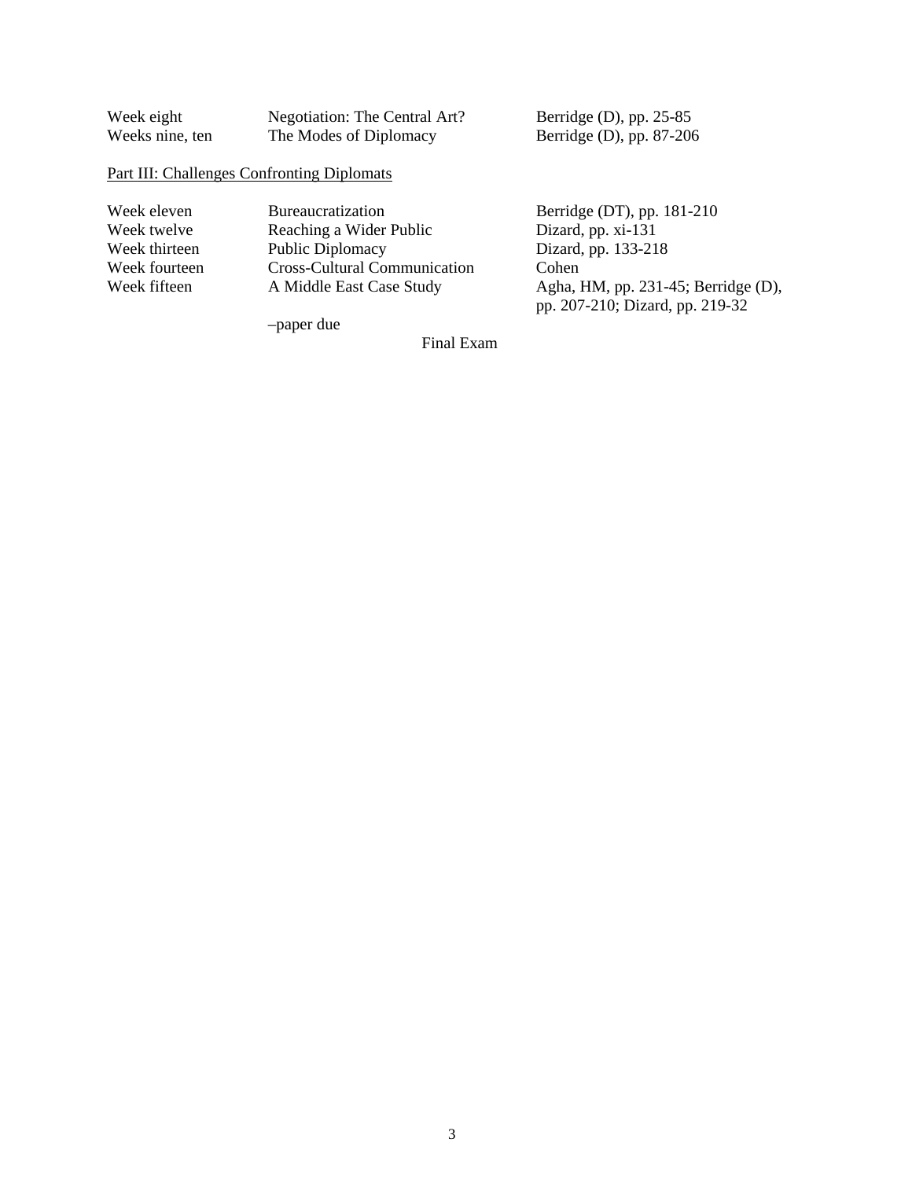| | | |
|---|---|---|
| Week eight | Negotiation: The Central Art? | Berridge (D), pp. 25-85 |
| Weeks nine, ten | The Modes of Diplomacy | Berridge (D), pp. 87-206 |

Part III: Challenges Confronting Diplomats

| | | |
|---|---|---|
| Week eleven | Bureaucratization | Berridge (DT), pp. 181-210 |
| Week twelve | Reaching a Wider Public | Dizard, pp. xi-131 |
| Week thirteen | Public Diplomacy | Dizard, pp. 133-218 |
| Week fourteen | Cross-Cultural Communication | Cohen |
| Week fifteen | A Middle East Case Study | Agha, HM, pp. 231-45; Berridge (D), pp. 207-210; Dizard, pp. 219-32 |
| | –paper due | |

Final Exam